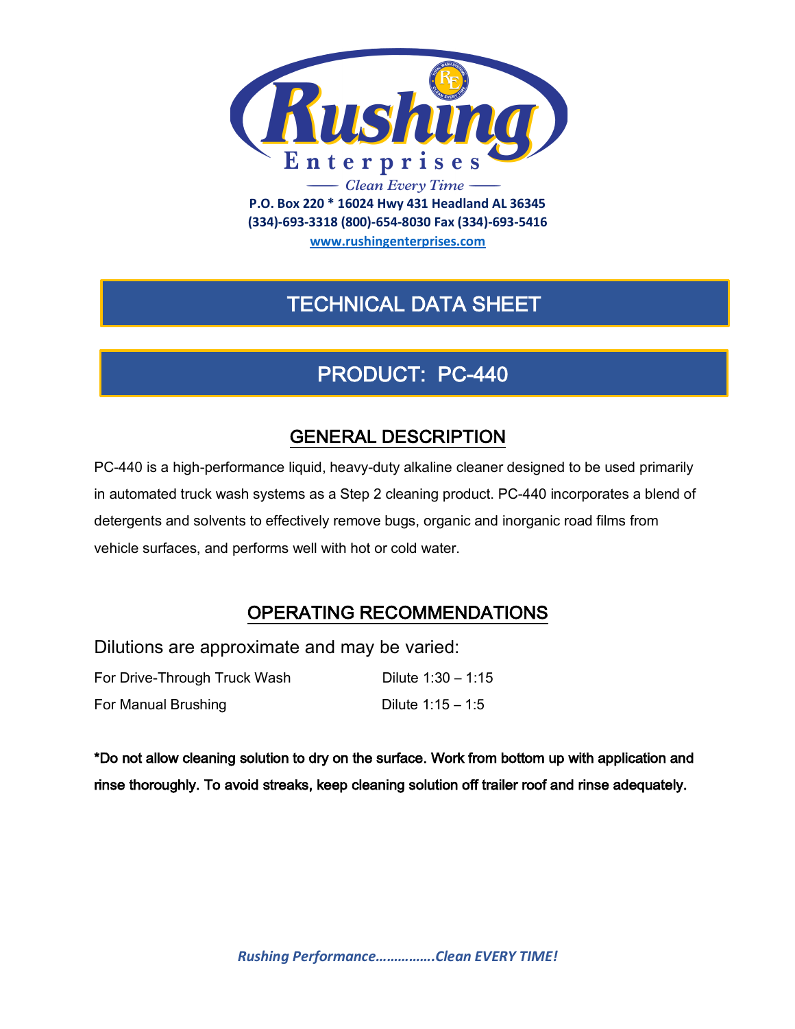# Rushing Enterprises

Clean Every Time

**P.O. Box 220 * 16024 Hwy 431 Headland AL 36345**
**(334)-693-3318 (800)-654-8030 Fax (334)-693-5416**
**www.rushingenterprises.com**

## TECHNICAL DATA SHEET

## PRODUCT: PC-440

### GENERAL DESCRIPTION

PC-440 is a high-performance liquid, heavy-duty alkaline cleaner designed to be used primarily in automated truck wash systems as a Step 2 cleaning product. PC-440 incorporates a blend of detergents and solvents to effectively remove bugs, organic and inorganic road films from vehicle surfaces, and performs well with hot or cold water.

### OPERATING RECOMMENDATIONS

Dilutions are approximate and may be varied:

| | |
|---|---|
| For Drive-Through Truck Wash | Dilute 1:30 – 1:15 |
| For Manual Brushing | Dilute 1:15 – 1:5 |

**\*Do not allow cleaning solution to dry on the surface. Work from bottom up with application and rinse thoroughly. To avoid streaks, keep cleaning solution off trailer roof and rinse adequately.**

***Rushing Performance…………….Clean EVERY TIME!***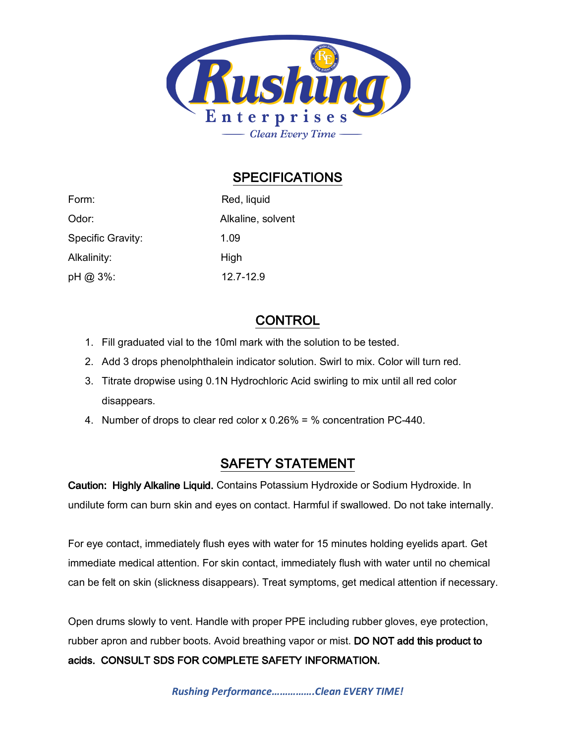Rushing Enterprises

Clean Every Time

## SPECIFICATIONS

| | |
|---|---|
| Form: | Red, liquid |
| Odor: | Alkaline, solvent |
| Specific Gravity: | 1.09 |
| Alkalinity: | High |
| pH @ 3%: | 12.7-12.9 |

## CONTROL

1. Fill graduated vial to the 10ml mark with the solution to be tested.
2. Add 3 drops phenolphthalein indicator solution. Swirl to mix. Color will turn red.
3. Titrate dropwise using 0.1N Hydrochloric Acid swirling to mix until all red color disappears.
4. Number of drops to clear red color x 0.26% = % concentration PC-440.

## SAFETY STATEMENT

**Caution: Highly Alkaline Liquid.** Contains Potassium Hydroxide or Sodium Hydroxide. In undilute form can burn skin and eyes on contact. Harmful if swallowed. Do not take internally.

For eye contact, immediately flush eyes with water for 15 minutes holding eyelids apart. Get immediate medical attention. For skin contact, immediately flush with water until no chemical can be felt on skin (slickness disappears). Treat symptoms, get medical attention if necessary.

Open drums slowly to vent. Handle with proper PPE including rubber gloves, eye protection, rubber apron and rubber boots. Avoid breathing vapor or mist. **DO NOT add this product to acids. CONSULT SDS FOR COMPLETE SAFETY INFORMATION.**

***Rushing Performance…………….Clean EVERY TIME!***